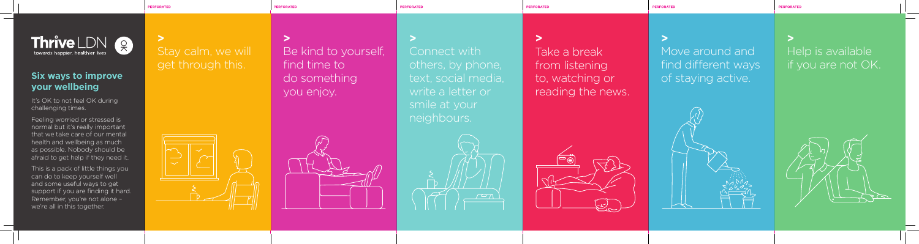**Thrive LDN**
towards happier, healthier lives

## Six ways to improve your wellbeing

It's OK to not feel OK during challenging times.

Feeling worried or stressed is normal but it's really important that we take care of our mental health and wellbeing as much as possible. Nobody should be afraid to get help if they need it.

This is a pack of little things you can do to keep yourself well and some useful ways to get support if you are finding it hard. Remember, you're not alone – we're all in this together.

> Stay calm, we will get through this.

> Be kind to yourself, find time to do something you enjoy.

> Connect with others, by phone, text, social media, write a letter or smile at your neighbours.

> Take a break from listening to, watching or reading the news.

> Move around and find different ways of staying active.

> Help is available if you are not OK.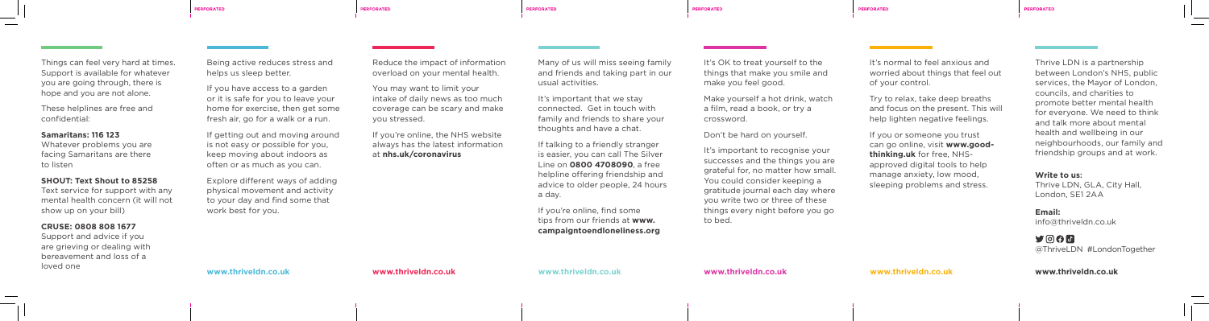Things can feel very hard at times. Support is available for whatever you are going through, there is hope and you are not alone.

These helplines are free and confidential:

**Samaritans: 116 123**
Whatever problems you are facing Samaritans are there to listen

**SHOUT: Text Shout to 85258**
Text service for support with any mental health concern (it will not show up on your bill)

**CRUSE: 0808 808 1677**
Support and advice if you are grieving or dealing with bereavement and loss of a loved one

Being active reduces stress and helps us sleep better.

If you have access to a garden or it is safe for you to leave your home for exercise, then get some fresh air, go for a walk or a run.

If getting out and moving around is not easy or possible for you, keep moving about indoors as often or as much as you can.

Explore different ways of adding physical movement and activity to your day and find some that work best for you.

**www.thriveldn.co.uk**

Reduce the impact of information overload on your mental health.

You may want to limit your intake of daily news as too much coverage can be scary and make you stressed.

If you're online, the NHS website always has the latest information at **nhs.uk/coronavirus**

**www.thriveldn.co.uk**

Many of us will miss seeing family and friends and taking part in our usual activities.

It's important that we stay connected. Get in touch with family and friends to share your thoughts and have a chat.

If talking to a friendly stranger is easier, you can call The Silver Line on **0800 4708090**, a free helpline offering friendship and advice to older people, 24 hours a day.

If you're online, find some tips from our friends at **www.campaigntoendloneliness.org**

**www.thriveldn.co.uk**

It's OK to treat yourself to the things that make you smile and make you feel good.

Make yourself a hot drink, watch a film, read a book, or try a crossword.

Don't be hard on yourself.

It's important to recognise your successes and the things you are grateful for, no matter how small. You could consider keeping a gratitude journal each day where you write two or three of these things every night before you go to bed.

**www.thriveldn.co.uk**

It's normal to feel anxious and worried about things that feel out of your control.

Try to relax, take deep breaths and focus on the present. This will help lighten negative feelings.

If you or someone you trust can go online, visit **www.good-thinking.uk** for free, NHS-approved digital tools to help manage anxiety, low mood, sleeping problems and stress.

**www.thriveldn.co.uk**

Thrive LDN is a partnership between London's NHS, public services, the Mayor of London, councils, and charities to promote better mental health for everyone. We need to think and talk more about mental health and wellbeing in our neighbourhoods, our family and friendship groups and at work.

**Write to us:**
Thrive LDN, GLA, City Hall, London, SE1 2AA

**Email:**
info@thriveldn.co.uk

@ThriveLDN #LondonTogether

**www.thriveldn.co.uk**